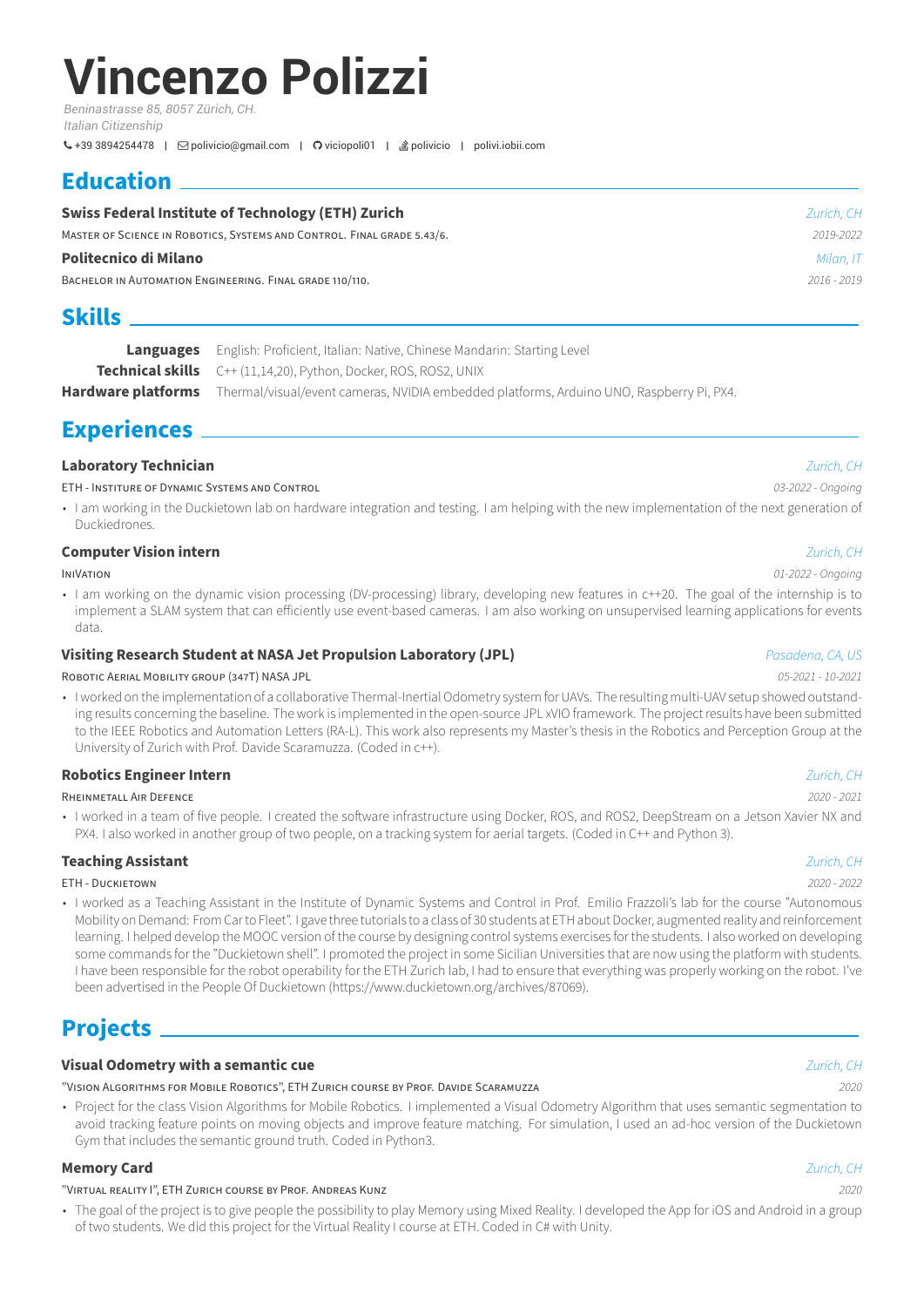# Vincenzo Polizzi

*Beninastrasse 85, 8057 Zürich, CH.*
*Italian Citizenship*

+39 3894254478 | polivicio@gmail.com | viciopoli01 | polivicio | polivi.iobii.com

## Education

**Swiss Federal Institute of Technology (ETH) Zurich** — *Zurich, CH*
Master of Science in Robotics, Systems and Control. Final grade 5.43/6. — *2019-2022*

**Politecnico di Milano** — *Milan, IT*
Bachelor in Automation Engineering. Final grade 110/110. — *2016 - 2019*

## Skills

**Languages** English: Proficient, Italian: Native, Chinese Mandarin: Starting Level
**Technical skills** C++ (11,14,20), Python, Docker, ROS, ROS2, UNIX
**Hardware platforms** Thermal/visual/event cameras, NVIDIA embedded platforms, Arduino UNO, Raspberry Pi, PX4.

## Experiences

**Laboratory Technician** — *Zurich, CH*
ETH - Institure of Dynamic Systems and Control — *03-2022 - Ongoing*

- I am working in the Duckietown lab on hardware integration and testing. I am helping with the new implementation of the next generation of Duckiedrones.

**Computer Vision intern** — *Zurich, CH*
iniVation — *01-2022 - Ongoing*

- I am working on the dynamic vision processing (DV-processing) library, developing new features in c++20. The goal of the internship is to implement a SLAM system that can efficiently use event-based cameras. I am also working on unsupervised learning applications for events data.

**Visiting Research Student at NASA Jet Propulsion Laboratory (JPL)** — *Pasadena, CA, US*
Robotic Aerial Mobility group (347T) NASA JPL — *05-2021 - 10-2021*

- I worked on the implementation of a collaborative Thermal-Inertial Odometry system for UAVs. The resulting multi-UAV setup showed outstanding results concerning the baseline. The work is implemented in the open-source JPL xVIO framework. The project results have been submitted to the IEEE Robotics and Automation Letters (RA-L). This work also represents my Master's thesis in the Robotics and Perception Group at the University of Zurich with Prof. Davide Scaramuzza. (Coded in c++).

**Robotics Engineer Intern** — *Zurich, CH*
Rheinmetall Air Defence — *2020 - 2021*

- I worked in a team of five people. I created the software infrastructure using Docker, ROS, and ROS2, DeepStream on a Jetson Xavier NX and PX4. I also worked in another group of two people, on a tracking system for aerial targets. (Coded in C++ and Python 3).

**Teaching Assistant** — *Zurich, CH*
ETH - Duckietown — *2020 - 2022*

- I worked as a Teaching Assistant in the Institute of Dynamic Systems and Control in Prof. Emilio Frazzoli's lab for the course "Autonomous Mobility on Demand: From Car to Fleet". I gave three tutorials to a class of 30 students at ETH about Docker, augmented reality and reinforcement learning. I helped develop the MOOC version of the course by designing control systems exercises for the students. I also worked on developing some commands for the "Duckietown shell". I promoted the project in some Sicilian Universities that are now using the platform with students. I have been responsible for the robot operability for the ETH Zurich lab, I had to ensure that everything was properly working on the robot. I've been advertised in the People Of Duckietown (https://www.duckietown.org/archives/87069).

## Projects

**Visual Odometry with a semantic cue** — *Zurich, CH*
"Vision Algorithms for Mobile Robotics", ETH Zurich course by Prof. Davide Scaramuzza — *2020*

- Project for the class Vision Algorithms for Mobile Robotics. I implemented a Visual Odometry Algorithm that uses semantic segmentation to avoid tracking feature points on moving objects and improve feature matching. For simulation, I used an ad-hoc version of the Duckietown Gym that includes the semantic ground truth. Coded in Python3.

**Memory Card** — *Zurich, CH*
"Virtual reality I", ETH Zurich course by Prof. Andreas Kunz — *2020*

- The goal of the project is to give people the possibility to play Memory using Mixed Reality. I developed the App for iOS and Android in a group of two students. We did this project for the Virtual Reality I course at ETH. Coded in C# with Unity.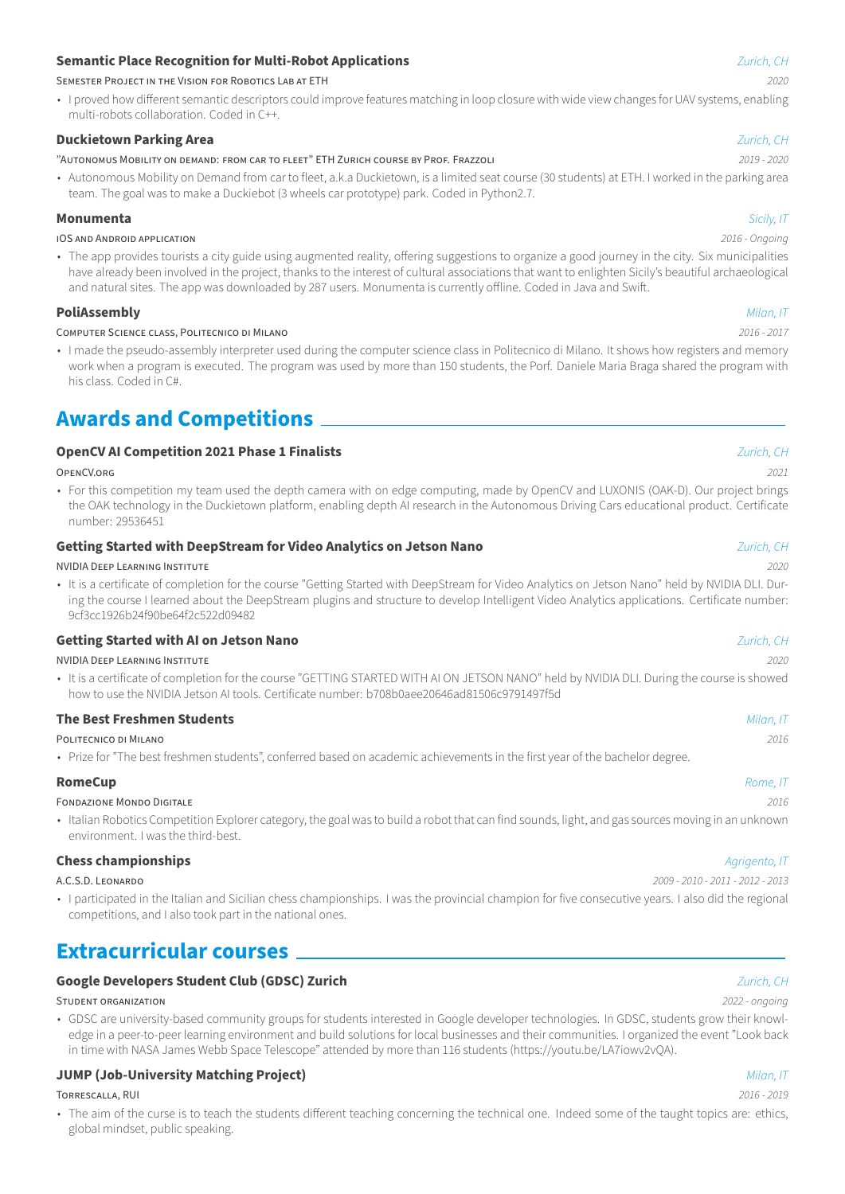### Semantic Place Recognition for Multi-Robot Applications

*Zurich, CH*

Semester Project in the Vision for Robotics Lab at ETH — *2020*

- I proved how different semantic descriptors could improve features matching in loop closure with wide view changes for UAV systems, enabling multi-robots collaboration. Coded in C++.

### Duckietown Parking Area

*Zurich, CH*

"Autonomus Mobility on demand: from car to fleet" ETH Zurich course by Prof. Frazzoli — *2019 - 2020*

- Autonomous Mobility on Demand from car to fleet, a.k.a Duckietown, is a limited seat course (30 students) at ETH. I worked in the parking area team. The goal was to make a Duckiebot (3 wheels car prototype) park. Coded in Python2.7.

### Monumenta

*Sicily, IT*

iOS and Android application — *2016 - Ongoing*

- The app provides tourists a city guide using augmented reality, offering suggestions to organize a good journey in the city. Six municipalities have already been involved in the project, thanks to the interest of cultural associations that want to enlighten Sicily's beautiful archaeological and natural sites. The app was downloaded by 287 users. Monumenta is currently offline. Coded in Java and Swift.

### PoliAssembly

*Milan, IT*

Computer Science class, Politecnico di Milano — *2016 - 2017*

- I made the pseudo-assembly interpreter used during the computer science class in Politecnico di Milano. It shows how registers and memory work when a program is executed. The program was used by more than 150 students, the Porf. Daniele Maria Braga shared the program with his class. Coded in C#.

## Awards and Competitions

### OpenCV AI Competition 2021 Phase 1 Finalists

*Zurich, CH*

OpenCV.org — *2021*

- For this competition my team used the depth camera with on edge computing, made by OpenCV and LUXONIS (OAK-D). Our project brings the OAK technology in the Duckietown platform, enabling depth AI research in the Autonomous Driving Cars educational product. Certificate number: 29536451

### Getting Started with DeepStream for Video Analytics on Jetson Nano

*Zurich, CH*

NVIDIA Deep Learning Institute — *2020*

- It is a certificate of completion for the course "Getting Started with DeepStream for Video Analytics on Jetson Nano" held by NVIDIA DLI. During the course I learned about the DeepStream plugins and structure to develop Intelligent Video Analytics applications. Certificate number: 9cf3cc1926b24f90be64f2c522d09482

### Getting Started with AI on Jetson Nano

*Zurich, CH*

NVIDIA Deep Learning Institute — *2020*

- It is a certificate of completion for the course "GETTING STARTED WITH AI ON JETSON NANO" held by NVIDIA DLI. During the course is showed how to use the NVIDIA Jetson AI tools. Certificate number: b708b0aee20646ad81506c9791497f5d

### The Best Freshmen Students

*Milan, IT*

Politecnico di Milano — *2016*

- Prize for "The best freshmen students", conferred based on academic achievements in the first year of the bachelor degree.

### RomeCup

*Rome, IT*

Fondazione Mondo Digitale — *2016*

- Italian Robotics Competition Explorer category, the goal was to build a robot that can find sounds, light, and gas sources moving in an unknown environment. I was the third-best.

### Chess championships

*Agrigento, IT*

A.C.S.D. Leonardo — *2009 - 2010 - 2011 - 2012 - 2013*

- I participated in the Italian and Sicilian chess championships. I was the provincial champion for five consecutive years. I also did the regional competitions, and I also took part in the national ones.

## Extracurricular courses

### Google Developers Student Club (GDSC) Zurich

*Zurich, CH*

Student organization — *2022 - ongoing*

- GDSC are university-based community groups for students interested in Google developer technologies. In GDSC, students grow their knowledge in a peer-to-peer learning environment and build solutions for local businesses and their communities. I organized the event "Look back in time with NASA James Webb Space Telescope" attended by more than 116 students (https://youtu.be/LA7iowv2vQA).

### JUMP (Job-University Matching Project)

*Milan, IT*

Torrescalla, RUI — *2016 - 2019*

- The aim of the curse is to teach the students different teaching concerning the technical one. Indeed some of the taught topics are: ethics, global mindset, public speaking.